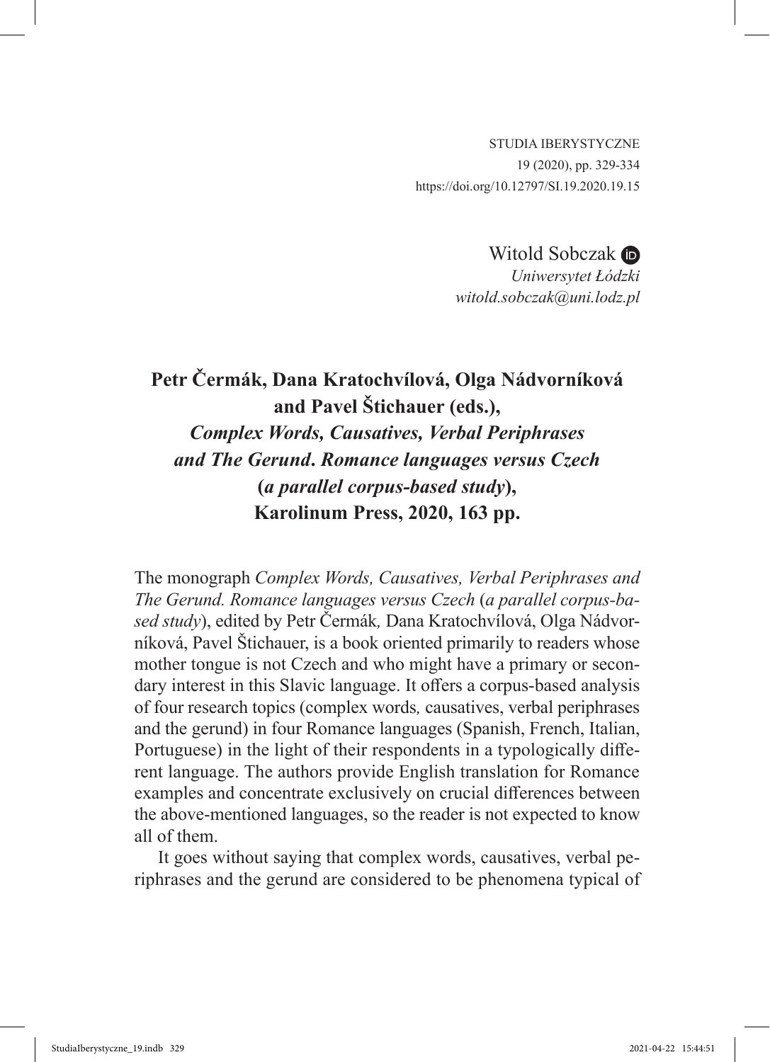Witold Sobczak
*Uniwersytet Łódzki*
*witold.sobczak@uni.lodz.pl*

# Petr Čermák, Dana Kratochvílová, Olga Nádvorníková and Pavel Štichauer (eds.), *Complex Words, Causatives, Verbal Periphrases and The Gerund*. *Romance languages versus Czech* (*a parallel corpus-based study*), Karolinum Press, 2020, 163 pp.

The monograph *Complex Words, Causatives, Verbal Periphrases and The Gerund. Romance languages versus Czech* (*a parallel corpus-based study*), edited by Petr Čermák*,* Dana Kratochvílová, Olga Nádvorníková, Pavel Štichauer, is a book oriented primarily to readers whose mother tongue is not Czech and who might have a primary or secondary interest in this Slavic language. It offers a corpus-based analysis of four research topics (complex words*,* causatives, verbal periphrases and the gerund) in four Romance languages (Spanish, French, Italian, Portuguese) in the light of their respondents in a typologically different language. The authors provide English translation for Romance examples and concentrate exclusively on crucial differences between the above-mentioned languages, so the reader is not expected to know all of them.

It goes without saying that complex words, causatives, verbal periphrases and the gerund are considered to be phenomena typical of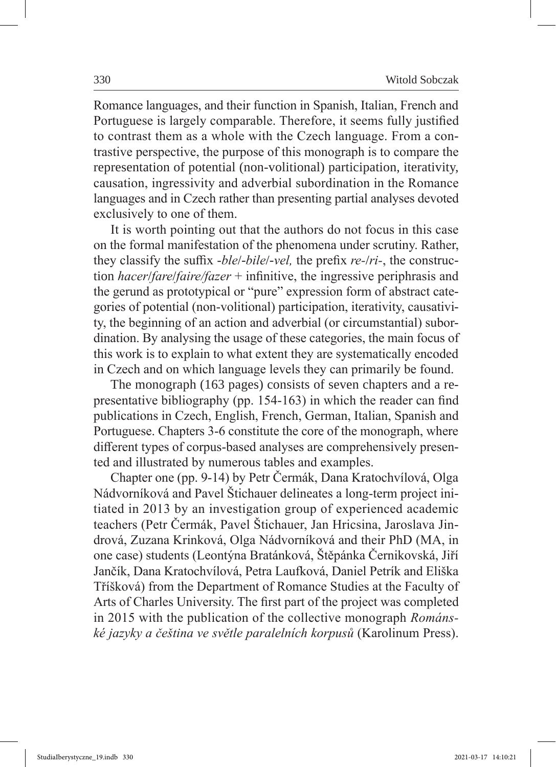Romance languages, and their function in Spanish, Italian, French and Portuguese is largely comparable. Therefore, it seems fully justified to contrast them as a whole with the Czech language. From a contrastive perspective, the purpose of this monograph is to compare the representation of potential (non-volitional) participation, iterativity, causation, ingressivity and adverbial subordination in the Romance languages and in Czech rather than presenting partial analyses devoted exclusively to one of them.

It is worth pointing out that the authors do not focus in this case on the formal manifestation of the phenomena under scrutiny. Rather, they classify the suffix *-ble*/*-bile*/*-vel,* the prefix *re-*/*ri-*, the construction *hacer*/*fare*/*faire/fazer* + infinitive, the ingressive periphrasis and the gerund as prototypical or "pure" expression form of abstract categories of potential (non-volitional) participation, iterativity, causativity, the beginning of an action and adverbial (or circumstantial) subordination. By analysing the usage of these categories, the main focus of this work is to explain to what extent they are systematically encoded in Czech and on which language levels they can primarily be found.

The monograph (163 pages) consists of seven chapters and a representative bibliography (pp. 154-163) in which the reader can find publications in Czech, English, French, German, Italian, Spanish and Portuguese. Chapters 3-6 constitute the core of the monograph, where different types of corpus-based analyses are comprehensively presented and illustrated by numerous tables and examples.

Chapter one (pp. 9-14) by Petr Čermák, Dana Kratochvílová, Olga Nádvorníková and Pavel Štichauer delineates a long-term project initiated in 2013 by an investigation group of experienced academic teachers (Petr Čermák, Pavel Štichauer, Jan Hricsina, Jaroslava Jindrová, Zuzana Krinková, Olga Nádvorníková and their PhD (MA, in one case) students (Leontýna Bratánková, Štěpánka Černikovská, Jiří Jančík, Dana Kratochvílová, Petra Laufková, Daniel Petrík and Eliška Tříšková) from the Department of Romance Studies at the Faculty of Arts of Charles University. The first part of the project was completed in 2015 with the publication of the collective monograph *Románské jazyky a čeština ve světle paralelních korpusů* (Karolinum Press).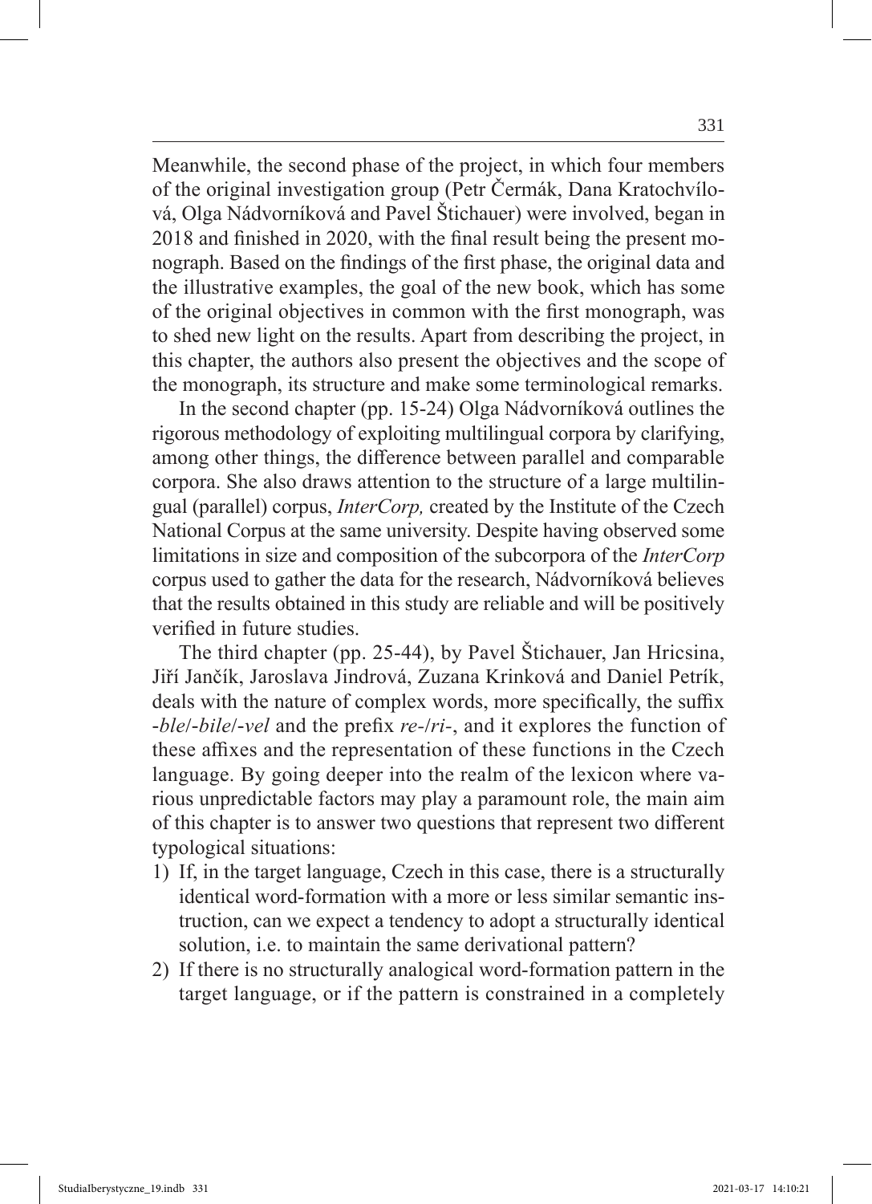Meanwhile, the second phase of the project, in which four members of the original investigation group (Petr Čermák, Dana Kratochvílová, Olga Nádvorníková and Pavel Štichauer) were involved, began in 2018 and finished in 2020, with the final result being the present monograph. Based on the findings of the first phase, the original data and the illustrative examples, the goal of the new book, which has some of the original objectives in common with the first monograph, was to shed new light on the results. Apart from describing the project, in this chapter, the authors also present the objectives and the scope of the monograph, its structure and make some terminological remarks.

In the second chapter (pp. 15-24) Olga Nádvorníková outlines the rigorous methodology of exploiting multilingual corpora by clarifying, among other things, the difference between parallel and comparable corpora. She also draws attention to the structure of a large multilingual (parallel) corpus, *InterCorp,* created by the Institute of the Czech National Corpus at the same university. Despite having observed some limitations in size and composition of the subcorpora of the *InterCorp* corpus used to gather the data for the research, Nádvorníková believes that the results obtained in this study are reliable and will be positively verified in future studies.

The third chapter (pp. 25-44), by Pavel Štichauer, Jan Hricsina, Jiří Jančík, Jaroslava Jindrová, Zuzana Krinková and Daniel Petrík, deals with the nature of complex words, more specifically, the suffix -*ble*/-*bile*/-*vel* and the prefix *re*-/*ri*-, and it explores the function of these affixes and the representation of these functions in the Czech language. By going deeper into the realm of the lexicon where various unpredictable factors may play a paramount role, the main aim of this chapter is to answer two questions that represent two different typological situations:

1) If, in the target language, Czech in this case, there is a structurally identical word-formation with a more or less similar semantic instruction, can we expect a tendency to adopt a structurally identical solution, i.e. to maintain the same derivational pattern?
2) If there is no structurally analogical word-formation pattern in the target language, or if the pattern is constrained in a completely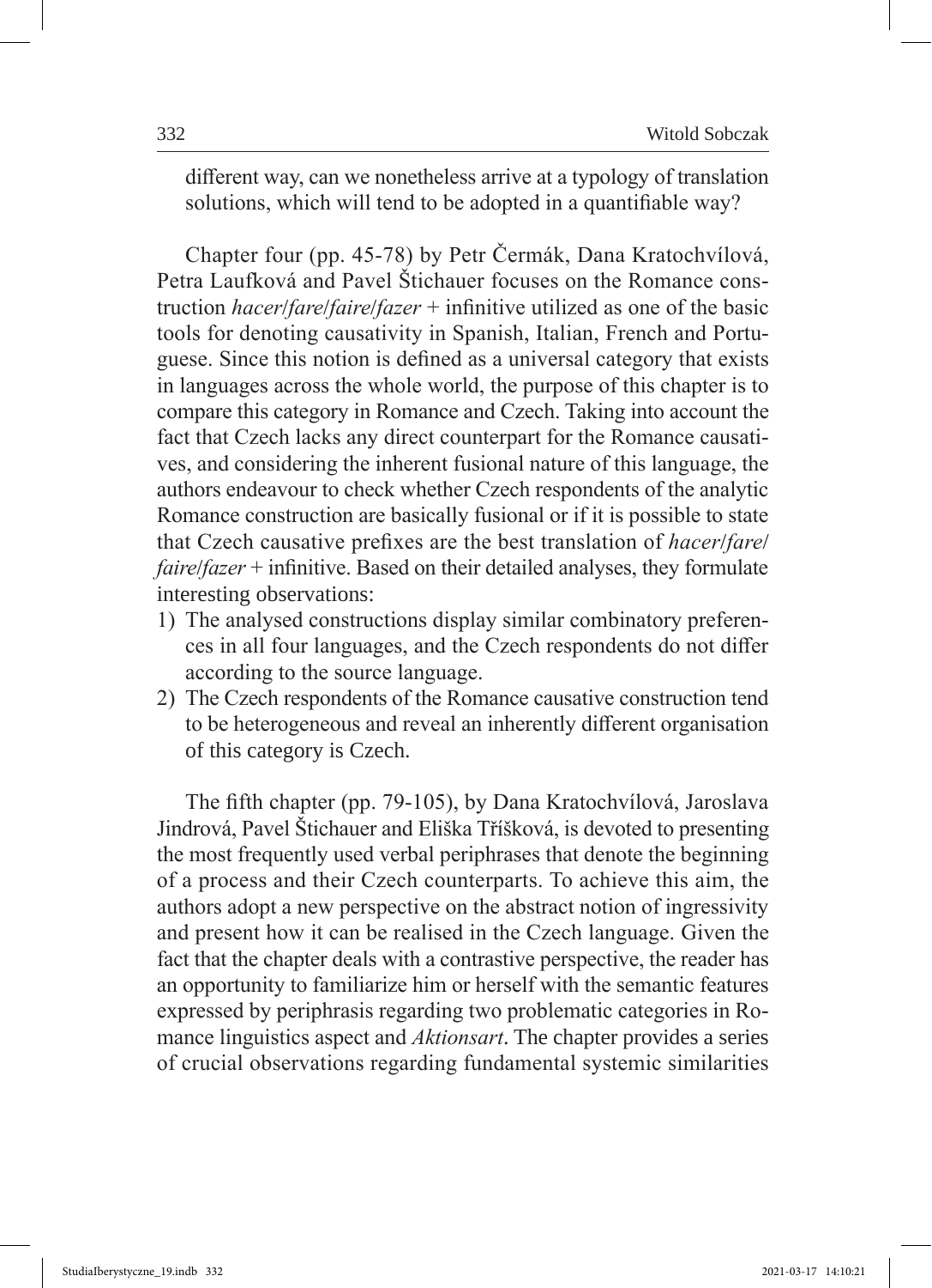different way, can we nonetheless arrive at a typology of translation solutions, which will tend to be adopted in a quantifiable way?

Chapter four (pp. 45-78) by Petr Čermák, Dana Kratochvílová, Petra Laufková and Pavel Štichauer focuses on the Romance construction *hacer/fare/faire/fazer* + infinitive utilized as one of the basic tools for denoting causativity in Spanish, Italian, French and Portuguese. Since this notion is defined as a universal category that exists in languages across the whole world, the purpose of this chapter is to compare this category in Romance and Czech. Taking into account the fact that Czech lacks any direct counterpart for the Romance causatives, and considering the inherent fusional nature of this language, the authors endeavour to check whether Czech respondents of the analytic Romance construction are basically fusional or if it is possible to state that Czech causative prefixes are the best translation of *hacer/fare/faire/fazer* + infinitive. Based on their detailed analyses, they formulate interesting observations:

1) The analysed constructions display similar combinatory preferences in all four languages, and the Czech respondents do not differ according to the source language.
2) The Czech respondents of the Romance causative construction tend to be heterogeneous and reveal an inherently different organisation of this category is Czech.

The fifth chapter (pp. 79-105), by Dana Kratochvílová, Jaroslava Jindrová, Pavel Štichauer and Eliška Tříšková, is devoted to presenting the most frequently used verbal periphrases that denote the beginning of a process and their Czech counterparts. To achieve this aim, the authors adopt a new perspective on the abstract notion of ingressivity and present how it can be realised in the Czech language. Given the fact that the chapter deals with a contrastive perspective, the reader has an opportunity to familiarize him or herself with the semantic features expressed by periphrasis regarding two problematic categories in Romance linguistics aspect and *Aktionsart*. The chapter provides a series of crucial observations regarding fundamental systemic similarities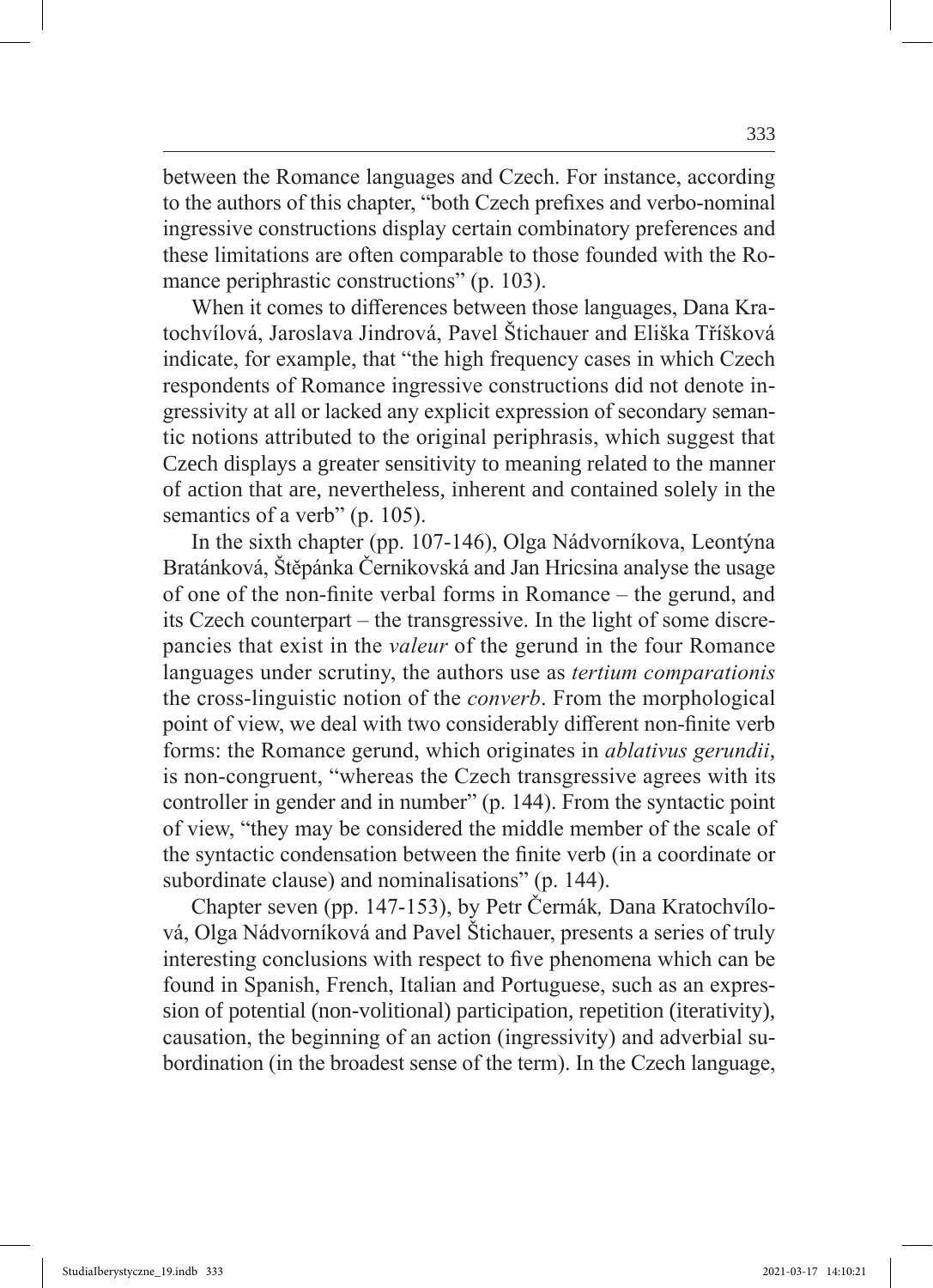between the Romance languages and Czech. For instance, according to the authors of this chapter, "both Czech prefixes and verbo-nominal ingressive constructions display certain combinatory preferences and these limitations are often comparable to those founded with the Romance periphrastic constructions" (p. 103).

When it comes to differences between those languages, Dana Kratochvílová, Jaroslava Jindrová, Pavel Štichauer and Eliška Tříšková indicate, for example, that "the high frequency cases in which Czech respondents of Romance ingressive constructions did not denote ingressivity at all or lacked any explicit expression of secondary semantic notions attributed to the original periphrasis, which suggest that Czech displays a greater sensitivity to meaning related to the manner of action that are, nevertheless, inherent and contained solely in the semantics of a verb" (p. 105).

In the sixth chapter (pp. 107-146), Olga Nádvorníkova, Leontýna Bratánková, Štěpánka Černikovská and Jan Hricsina analyse the usage of one of the non-finite verbal forms in Romance – the gerund, and its Czech counterpart – the transgressive. In the light of some discrepancies that exist in the *valeur* of the gerund in the four Romance languages under scrutiny, the authors use as *tertium comparationis* the cross-linguistic notion of the *converb*. From the morphological point of view, we deal with two considerably different non-finite verb forms: the Romance gerund, which originates in *ablativus gerundii*, is non-congruent, "whereas the Czech transgressive agrees with its controller in gender and in number" (p. 144). From the syntactic point of view, "they may be considered the middle member of the scale of the syntactic condensation between the finite verb (in a coordinate or subordinate clause) and nominalisations" (p. 144).

Chapter seven (pp. 147-153), by Petr Čermák*,* Dana Kratochvílová, Olga Nádvorníková and Pavel Štichauer, presents a series of truly interesting conclusions with respect to five phenomena which can be found in Spanish, French, Italian and Portuguese, such as an expression of potential (non-volitional) participation, repetition (iterativity), causation, the beginning of an action (ingressivity) and adverbial subordination (in the broadest sense of the term). In the Czech language,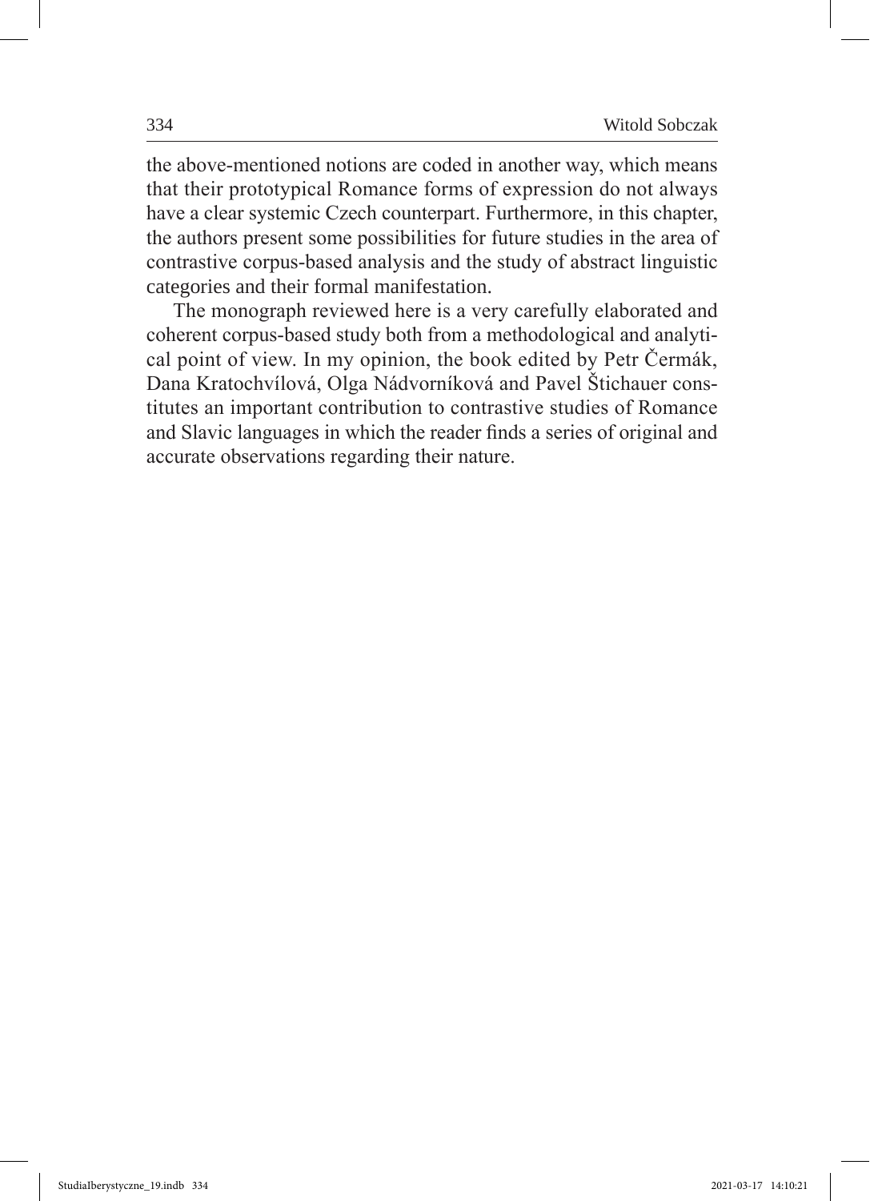the above-mentioned notions are coded in another way, which means that their prototypical Romance forms of expression do not always have a clear systemic Czech counterpart. Furthermore, in this chapter, the authors present some possibilities for future studies in the area of contrastive corpus-based analysis and the study of abstract linguistic categories and their formal manifestation.

The monograph reviewed here is a very carefully elaborated and coherent corpus-based study both from a methodological and analytical point of view. In my opinion, the book edited by Petr Čermák, Dana Kratochvílová, Olga Nádvorníková and Pavel Štichauer constitutes an important contribution to contrastive studies of Romance and Slavic languages in which the reader finds a series of original and accurate observations regarding their nature.